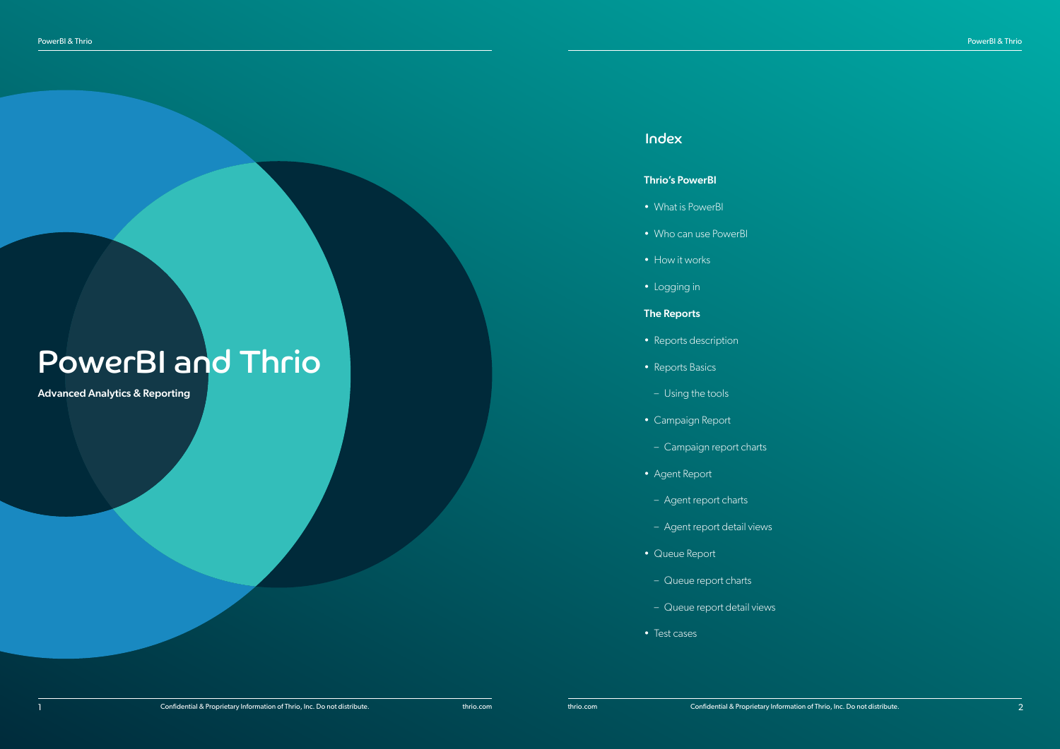# PowerBI and Thrio

**Advanced Analytics & Reporting**

## Index

**Thrio's PowerBI**

- What is PowerBI
- Who can use PowerBI
- How it works
- Logging in

**The Reports**

- Reports description
- Reports Basics
  - Using the tools
- Campaign Report
  - Campaign report charts
- Agent Report
  - Agent report charts
  - Agent report detail views
- Queue Report
  - Queue report charts
  - Queue report detail views
- Test cases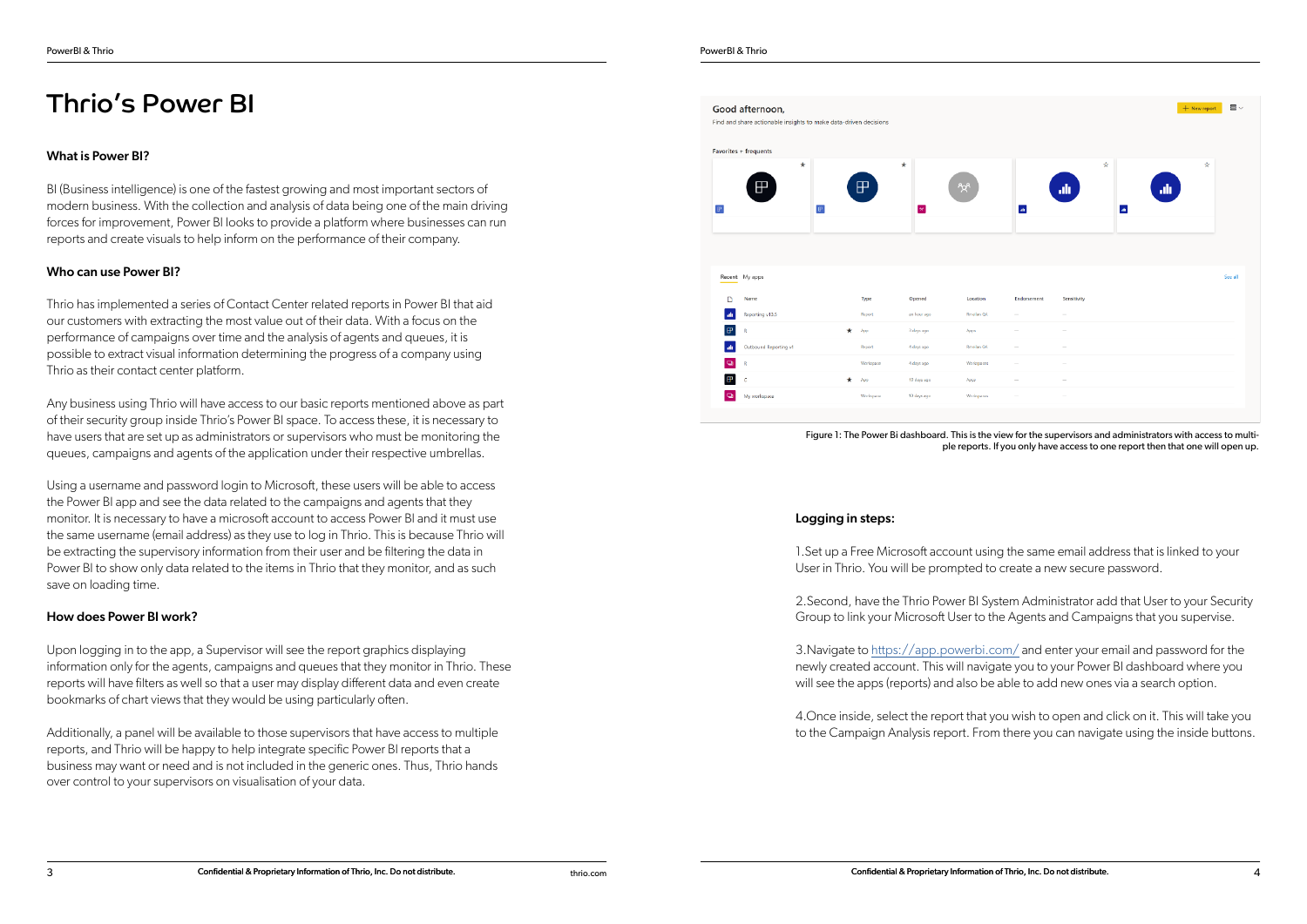# Thrio's Power BI

### What is Power BI?

BI (Business intelligence) is one of the fastest growing and most important sectors of modern business. With the collection and analysis of data being one of the main driving forces for improvement, Power BI looks to provide a platform where businesses can run reports and create visuals to help inform on the performance of their company.

### Who can use Power BI?

Thrio has implemented a series of Contact Center related reports in Power BI that aid our customers with extracting the most value out of their data. With a focus on the performance of campaigns over time and the analysis of agents and queues, it is possible to extract visual information determining the progress of a company using Thrio as their contact center platform.

Any business using Thrio will have access to our basic reports mentioned above as part of their security group inside Thrio's Power BI space. To access these, it is necessary to have users that are set up as administrators or supervisors who must be monitoring the queues, campaigns and agents of the application under their respective umbrellas.

Using a username and password login to Microsoft, these users will be able to access the Power BI app and see the data related to the campaigns and agents that they monitor. It is necessary to have a microsoft account to access Power BI and it must use the same username (email address) as they use to log in Thrio. This is because Thrio will be extracting the supervisory information from their user and be filtering the data in Power BI to show only data related to the items in Thrio that they monitor, and as such save on loading time.

### How does Power BI work?

Upon logging in to the app, a Supervisor will see the report graphics displaying information only for the agents, campaigns and queues that they monitor in Thrio. These reports will have filters as well so that a user may display different data and even create bookmarks of chart views that they would be using particularly often.

Additionally, a panel will be available to those supervisors that have access to multiple reports, and Thrio will be happy to help integrate specific Power BI reports that a business may want or need and is not included in the generic ones. Thus, Thrio hands over control to your supervisors on visualisation of your data.

Figure 1: The Power Bi dashboard. This is the view for the supervisors and administrators with access to multiple reports. If you only have access to one report then that one will open up.

### Logging in steps:

1.Set up a Free Microsoft account using the same email address that is linked to your User in Thrio. You will be prompted to create a new secure password.

2.Second, have the Thrio Power BI System Administrator add that User to your Security Group to link your Microsoft User to the Agents and Campaigns that you supervise.

3.Navigate to https://app.powerbi.com/ and enter your email and password for the newly created account. This will navigate you to your Power BI dashboard where you will see the apps (reports) and also be able to add new ones via a search option.

4.Once inside, select the report that you wish to open and click on it. This will take you to the Campaign Analysis report. From there you can navigate using the inside buttons.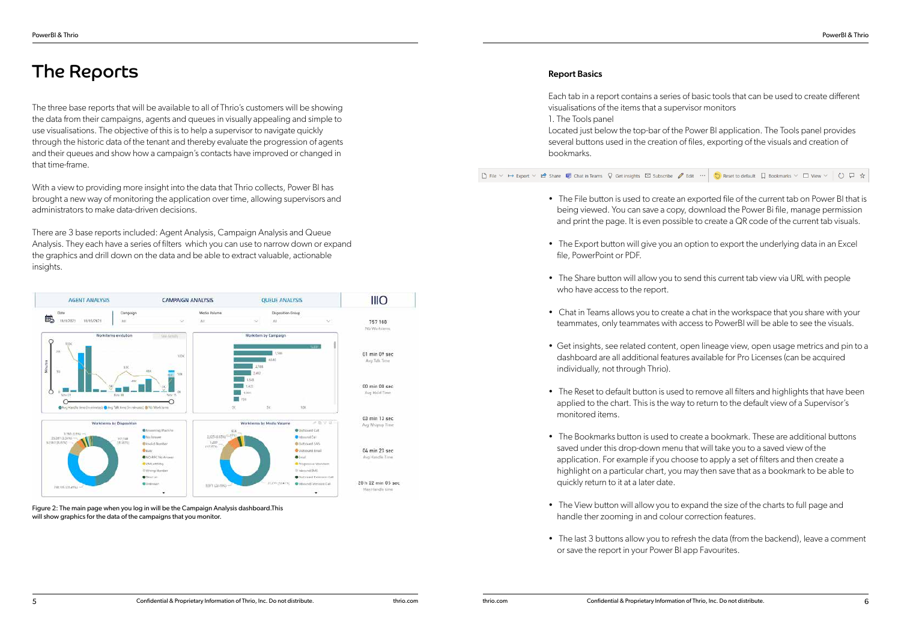# The Reports

The three base reports that will be available to all of Thrio's customers will be showing the data from their campaigns, agents and queues in visually appealing and simple to use visualisations. The objective of this is to help a supervisor to navigate quickly through the historic data of the tenant and thereby evaluate the progression of agents and their queues and show how a campaign's contacts have improved or changed in that time-frame.

With a view to providing more insight into the data that Thrio collects, Power BI has brought a new way of monitoring the application over time, allowing supervisors and administrators to make data-driven decisions.

There are 3 base reports included: Agent Analysis, Campaign Analysis and Queue Analysis. They each have a series of filters which you can use to narrow down or expand the graphics and drill down on the data and be able to extract valuable, actionable insights.

Figure 2: The main page when you log in will be the Campaign Analysis dashboard.This will show graphics for the data of the campaigns that you monitor.

## Report Basics

Each tab in a report contains a series of basic tools that can be used to create different visualisations of the items that a supervisor monitors

1. The Tools panel

Located just below the top-bar of the Power BI application. The Tools panel provides several buttons used in the creation of files, exporting of the visuals and creation of bookmarks.

- The File button is used to create an exported file of the current tab on Power BI that is being viewed. You can save a copy, download the Power Bi file, manage permission and print the page. It is even possible to create a QR code of the current tab visuals.
- The Export button will give you an option to export the underlying data in an Excel file, PowerPoint or PDF.
- The Share button will allow you to send this current tab view via URL with people who have access to the report.
- Chat in Teams allows you to create a chat in the workspace that you share with your teammates, only teammates with access to PowerBI will be able to see the visuals.
- Get insights, see related content, open lineage view, open usage metrics and pin to a dashboard are all additional features available for Pro Licenses (can be acquired individually, not through Thrio).
- The Reset to default button is used to remove all filters and highlights that have been applied to the chart. This is the way to return to the default view of a Supervisor's monitored items.
- The Bookmarks button is used to create a bookmark. These are additional buttons saved under this drop-down menu that will take you to a saved view of the application. For example if you choose to apply a set of filters and then create a highlight on a particular chart, you may then save that as a bookmark to be able to quickly return to it at a later date.
- The View button will allow you to expand the size of the charts to full page and handle ther zooming in and colour correction features.
- The last 3 buttons allow you to refresh the data (from the backend), leave a comment or save the report in your Power BI app Favourites.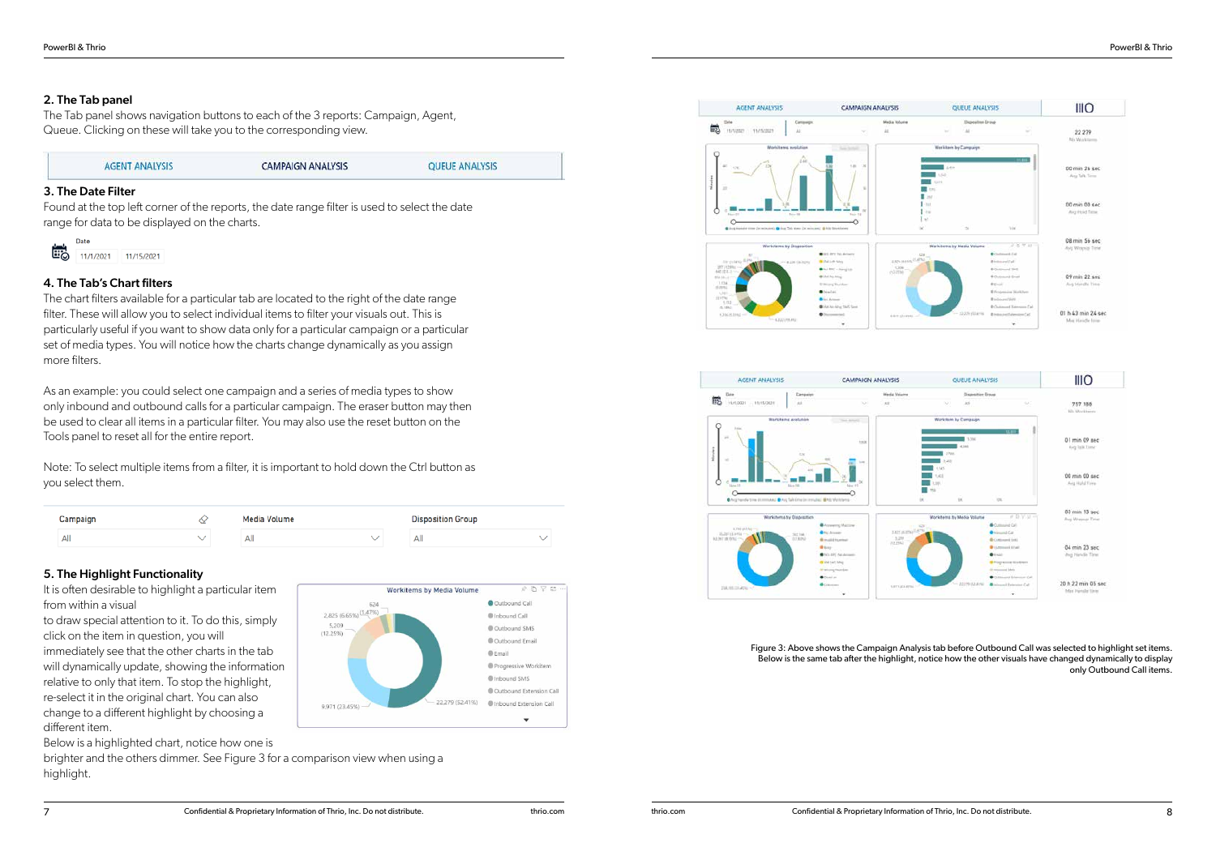## 2. The Tab panel

The Tab panel shows navigation buttons to each of the 3 reports: Campaign, Agent, Queue. Clicking on these will take you to the corresponding view.

| AGENT ANALYSIS | CAMPAIGN ANALYSIS | QUEUE ANALYSIS |
|---|---|---|

## 3. The Date Filter

Found at the top left corner of the reports, the date range filter is used to select the date range for data to be displayed on the charts.

Date
11/1/2021 11/15/2021

## 4. The Tab's Chart filters

The chart filters available for a particular tab are located to the right of the date range filter. These will allow you to select individual items to filter your visuals out. This is particularly useful if you want to show data only for a particular campaign or a particular set of media types. You will notice how the charts change dynamically as you assign more filters.

As an example: you could select one campaign and a series of media types to show only inbound and outbound calls for a particular campaign. The eraser button may then be used to clear all items in a particular filter. You may also use the reset button on the Tools panel to reset all for the entire report.

Note: To select multiple items from a filter, it is important to hold down the Ctrl button as you select them.

| Campaign | Media Volume | Disposition Group |
|---|---|---|
| All | All | All |

## 5. The Highlight Functionality

It is often desirable to highlight a particular item from within a visual to draw special attention to it. To do this, simply click on the item in question, you will immediately see that the other charts in the tab will dynamically update, showing the information relative to only that item. To stop the highlight, re-select it in the original chart. You can also change to a different highlight by choosing a different item.

Below is a highlighted chart, notice how one is brighter and the others dimmer. See Figure 3 for a comparison view when using a highlight.

Figure 3: Above shows the Campaign Analysis tab before Outbound Call was selected to highlight set items. Below is the same tab after the highlight, notice how the other visuals have changed dynamically to display only Outbound Call items.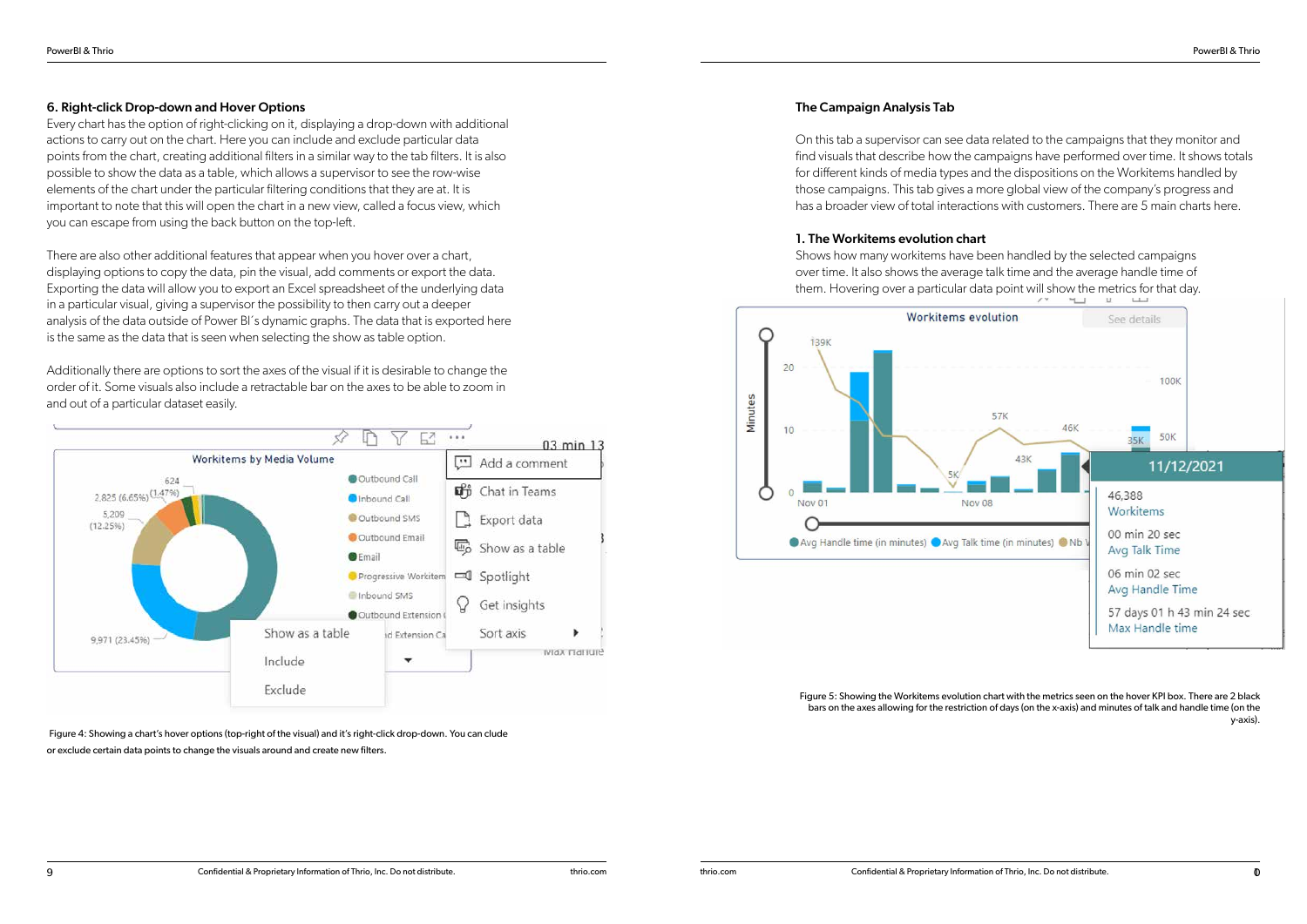### 6. Right-click Drop-down and Hover Options

Every chart has the option of right-clicking on it, displaying a drop-down with additional actions to carry out on the chart. Here you can include and exclude particular data points from the chart, creating additional filters in a similar way to the tab filters. It is also possible to show the data as a table, which allows a supervisor to see the row-wise elements of the chart under the particular filtering conditions that they are at. It is important to note that this will open the chart in a new view, called a focus view, which you can escape from using the back button on the top-left.

There are also other additional features that appear when you hover over a chart, displaying options to copy the data, pin the visual, add comments or export the data. Exporting the data will allow you to export an Excel spreadsheet of the underlying data in a particular visual, giving a supervisor the possibility to then carry out a deeper analysis of the data outside of Power BI´s dynamic graphs. The data that is exported here is the same as the data that is seen when selecting the show as table option.

Additionally there are options to sort the axes of the visual if it is desirable to change the order of it. Some visuals also include a retractable bar on the axes to be able to zoom in and out of a particular dataset easily.

Figure 4: Showing a chart's hover options (top-right of the visual) and it's right-click drop-down. You can clude or exclude certain data points to change the visuals around and create new filters.

### The Campaign Analysis Tab

On this tab a supervisor can see data related to the campaigns that they monitor and find visuals that describe how the campaigns have performed over time. It shows totals for different kinds of media types and the dispositions on the Workitems handled by those campaigns. This tab gives a more global view of the company's progress and has a broader view of total interactions with customers. There are 5 main charts here.

### 1. The Workitems evolution chart

Shows how many workitems have been handled by the selected campaigns over time. It also shows the average talk time and the average handle time of them. Hovering over a particular data point will show the metrics for that day.

Figure 5: Showing the Workitems evolution chart with the metrics seen on the hover KPI box. There are 2 black bars on the axes allowing for the restriction of days (on the x-axis) and minutes of talk and handle time (on the y-axis).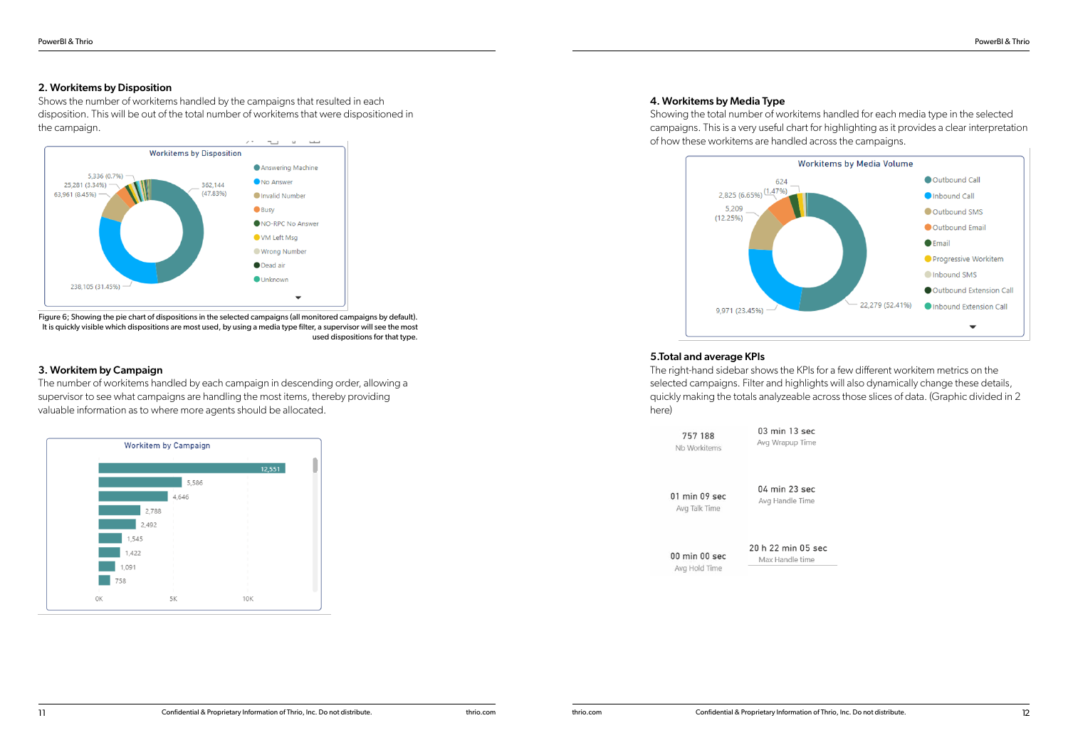## 2. Workitems by Disposition

Shows the number of workitems handled by the campaigns that resulted in each disposition. This will be out of the total number of workitems that were dispositioned in the campaign.

Figure 6; Showing the pie chart of dispositions in the selected campaigns (all monitored campaigns by default). It is quickly visible which dispositions are most used, by using a media type filter, a supervisor will see the most used dispositions for that type.

## 3. Workitem by Campaign

The number of workitems handled by each campaign in descending order, allowing a supervisor to see what campaigns are handling the most items, thereby providing valuable information as to where more agents should be allocated.

## 4. Workitems by Media Type

Showing the total number of workitems handled for each media type in the selected campaigns. This is a very useful chart for highlighting as it provides a clear interpretation of how these workitems are handled across the campaigns.

## 5.Total and average KPIs

The right-hand sidebar shows the KPIs for a few different workitem metrics on the selected campaigns. Filter and highlights will also dynamically change these details, quickly making the totals analyzeable across those slices of data. (Graphic divided in 2 here)

| | |
|---|---|
| 757 188<br>Nb Workitems | 03 min 13 sec<br>Avg Wrapup Time |
| 01 min 09 sec<br>Avg Talk Time | 04 min 23 sec<br>Avg Handle Time |
| 00 min 00 sec<br>Avg Hold Time | 20 h 22 min 05 sec<br>Max Handle time |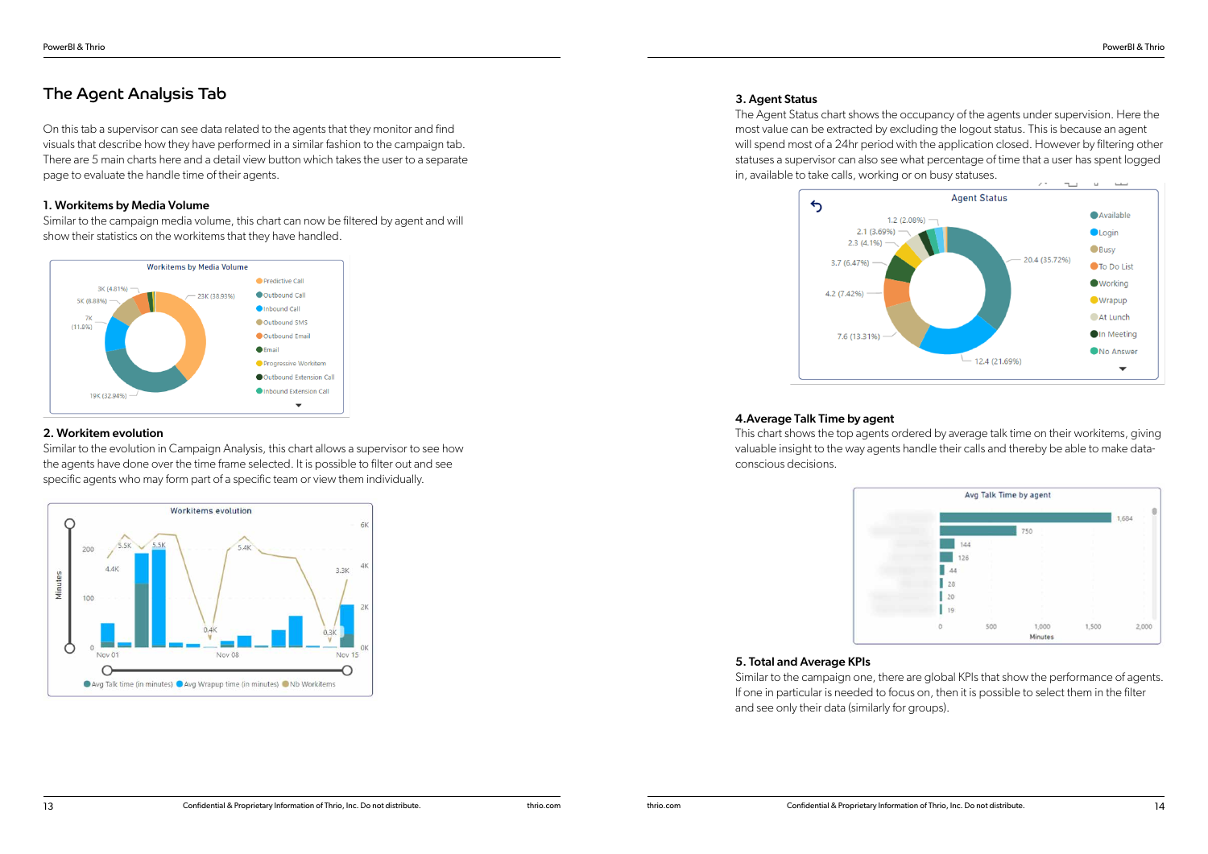# The Agent Analysis Tab

On this tab a supervisor can see data related to the agents that they monitor and find visuals that describe how they have performed in a similar fashion to the campaign tab. There are 5 main charts here and a detail view button which takes the user to a separate page to evaluate the handle time of their agents.

### 1. Workitems by Media Volume

Similar to the campaign media volume, this chart can now be filtered by agent and will show their statistics on the workitems that they have handled.

### 2. Workitem evolution

Similar to the evolution in Campaign Analysis, this chart allows a supervisor to see how the agents have done over the time frame selected. It is possible to filter out and see specific agents who may form part of a specific team or view them individually.

### 3. Agent Status

The Agent Status chart shows the occupancy of the agents under supervision. Here the most value can be extracted by excluding the logout status. This is because an agent will spend most of a 24hr period with the application closed. However by filtering other statuses a supervisor can also see what percentage of time that a user has spent logged in, available to take calls, working or on busy statuses.

### 4. Average Talk Time by agent

This chart shows the top agents ordered by average talk time on their workitems, giving valuable insight to the way agents handle their calls and thereby be able to make data-conscious decisions.

### 5. Total and Average KPIs

Similar to the campaign one, there are global KPIs that show the performance of agents. If one in particular is needed to focus on, then it is possible to select them in the filter and see only their data (similarly for groups).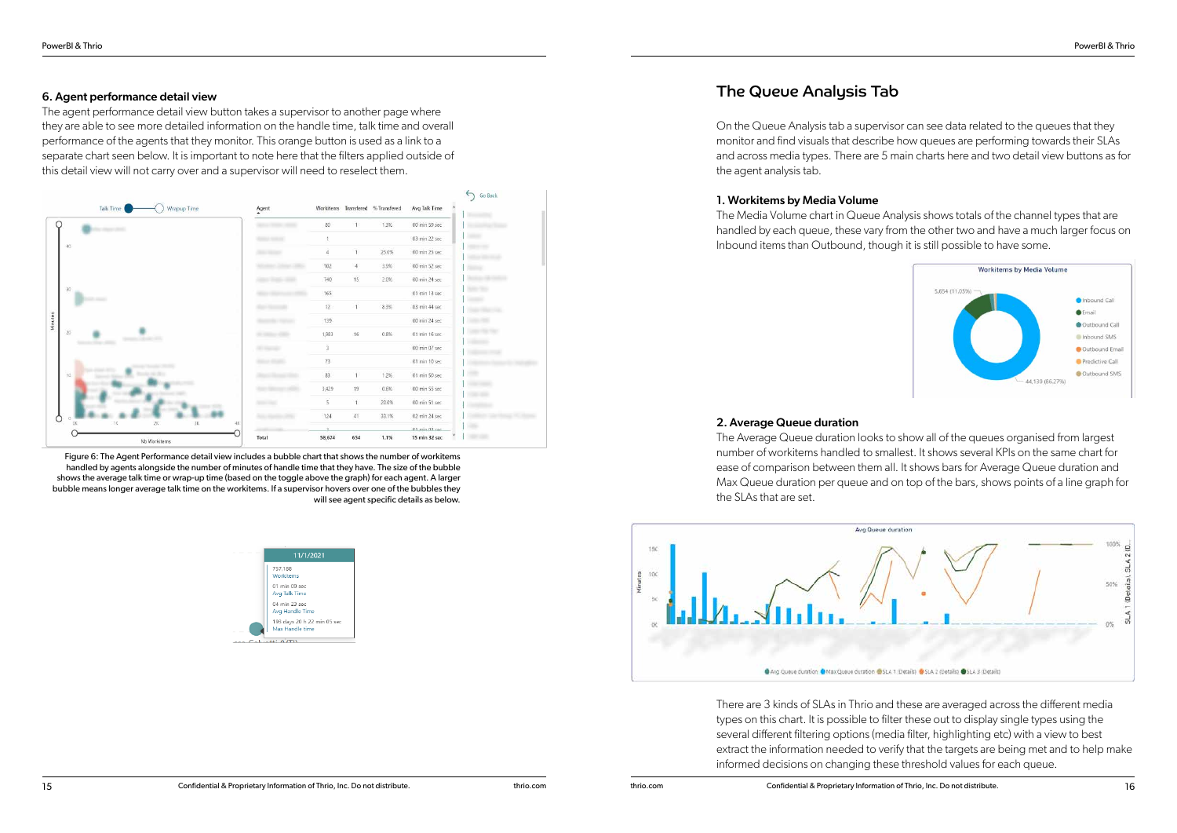### 6. Agent performance detail view

The agent performance detail view button takes a supervisor to another page where they are able to see more detailed information on the handle time, talk time and overall performance of the agents that they monitor. This orange button is used as a link to a separate chart seen below. It is important to note here that the filters applied outside of this detail view will not carry over and a supervisor will need to reselect them.

Figure 6: The Agent Performance detail view includes a bubble chart that shows the number of workitems handled by agents alongside the number of minutes of handle time that they have. The size of the bubble shows the average talk time or wrap-up time (based on the toggle above the graph) for each agent. A larger bubble means longer average talk time on the workitems. If a supervisor hovers over one of the bubbles they will see agent specific details as below.

## The Queue Analysis Tab

On the Queue Analysis tab a supervisor can see data related to the queues that they monitor and find visuals that describe how queues are performing towards their SLAs and across media types. There are 5 main charts here and two detail view buttons as for the agent analysis tab.

### 1. Workitems by Media Volume

The Media Volume chart in Queue Analysis shows totals of the channel types that are handled by each queue, these vary from the other two and have a much larger focus on Inbound items than Outbound, though it is still possible to have some.

### 2. Average Queue duration

The Average Queue duration looks to show all of the queues organised from largest number of workitems handled to smallest. It shows several KPIs on the same chart for ease of comparison between them all. It shows bars for Average Queue duration and Max Queue duration per queue and on top of the bars, shows points of a line graph for the SLAs that are set.

There are 3 kinds of SLAs in Thrio and these are averaged across the different media types on this chart. It is possible to filter these out to display single types using the several different filtering options (media filter, highlighting etc) with a view to best extract the information needed to verify that the targets are being met and to help make informed decisions on changing these threshold values for each queue.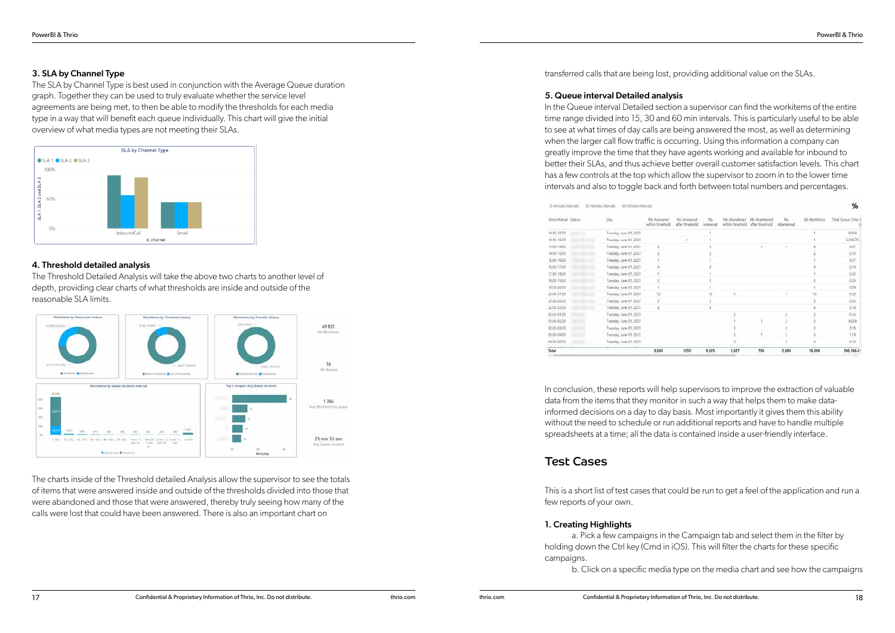### 3. SLA by Channel Type

The SLA by Channel Type is best used in conjunction with the Average Queue duration graph. Together they can be used to truly evaluate whether the service level agreements are being met, to then be able to modify the thresholds for each media type in a way that will benefit each queue individually. This chart will give the initial overview of what media types are not meeting their SLAs.

### 4. Threshold detailed analysis

The Threshold Detailed Analysis will take the above two charts to another level of depth, providing clear charts of what thresholds are inside and outside of the reasonable SLA limits.

The charts inside of the Threshold detailed Analysis allow the supervisor to see the totals of items that were answered inside and outside of the thresholds divided into those that were abandoned and those that were answered, thereby truly seeing how many of the calls were lost that could have been answered. There is also an important chart on transferred calls that are being lost, providing additional value on the SLAs.

### 5. Queue interval Detailed analysis

In the Queue interval Detailed section a supervisor can find the workitems of the entire time range divided into 15, 30 and 60 min intervals. This is particularly useful to be able to see at what times of day calls are being answered the most, as well as determining when the larger call flow traffic is occurring. Using this information a company can greatly improve the time that they have agents working and available for inbound to better their SLAs, and thus achieve better overall customer satisfaction levels. This chart has a few controls at the top which allow the supervisor to zoom in to the lower time intervals and also to toggle back and forth between total numbers and percentages.

In conclusion, these reports will help supervisors to improve the extraction of valuable data from the items that they monitor in such a way that helps them to make data-informed decisions on a day to day basis. Most importantly it gives them this ability without the need to schedule or run additional reports and have to handle multiple spreadsheets at a time; all the data is contained inside a user-friendly interface.

## Test Cases

This is a short list of test cases that could be run to get a feel of the application and run a few reports of your own.

### 1. Creating Highlights

a. Pick a few campaigns in the Campaign tab and select them in the filter by holding down the Ctrl key (Cmd in iOS). This will filter the charts for these specific campaigns.

b. Click on a specific media type on the media chart and see how the campaigns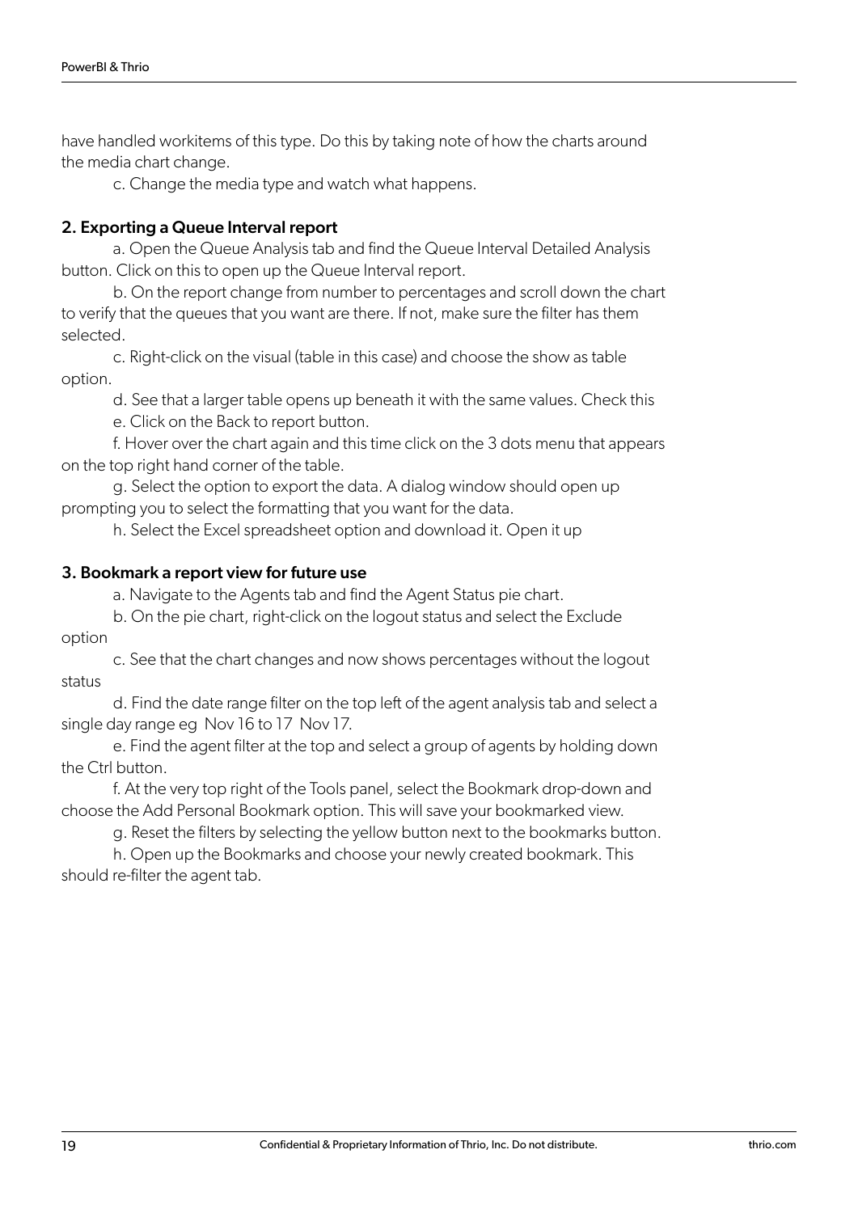have handled workitems of this type. Do this by taking note of how the charts around the media chart change.

c. Change the media type and watch what happens.

**2. Exporting a Queue Interval report**

a. Open the Queue Analysis tab and find the Queue Interval Detailed Analysis button. Click on this to open up the Queue Interval report.

b. On the report change from number to percentages and scroll down the chart to verify that the queues that you want are there. If not, make sure the filter has them selected.

c. Right-click on the visual (table in this case) and choose the show as table option.

d. See that a larger table opens up beneath it with the same values. Check this

e. Click on the Back to report button.

f. Hover over the chart again and this time click on the 3 dots menu that appears on the top right hand corner of the table.

g. Select the option to export the data. A dialog window should open up prompting you to select the formatting that you want for the data.

h. Select the Excel spreadsheet option and download it. Open it up

**3. Bookmark a report view for future use**

a. Navigate to the Agents tab and find the Agent Status pie chart.

b. On the pie chart, right-click on the logout status and select the Exclude option

c. See that the chart changes and now shows percentages without the logout status

d. Find the date range filter on the top left of the agent analysis tab and select a single day range eg Nov 16 to 17 Nov 17.

e. Find the agent filter at the top and select a group of agents by holding down the Ctrl button.

f. At the very top right of the Tools panel, select the Bookmark drop-down and choose the Add Personal Bookmark option. This will save your bookmarked view.

g. Reset the filters by selecting the yellow button next to the bookmarks button.

h. Open up the Bookmarks and choose your newly created bookmark. This should re-filter the agent tab.